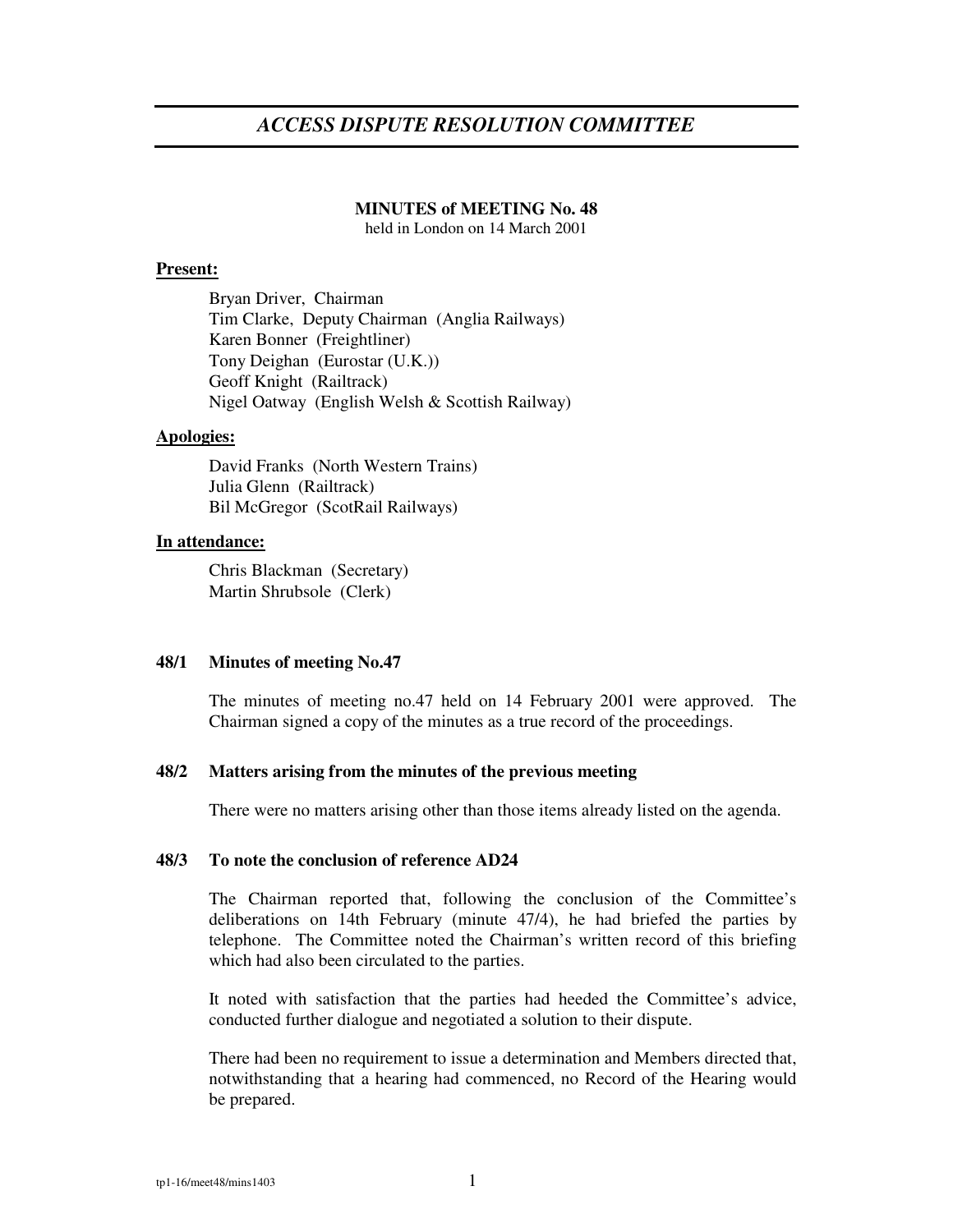# *ACCESS DISPUTE RESOLUTION COMMITTEE*

**MINUTES of MEETING No. 48**
held in London on 14 March 2001

**Present:**

Bryan Driver, Chairman
Tim Clarke, Deputy Chairman (Anglia Railways)
Karen Bonner (Freightliner)
Tony Deighan (Eurostar (U.K.))
Geoff Knight (Railtrack)
Nigel Oatway (English Welsh & Scottish Railway)

**Apologies:**

David Franks (North Western Trains)
Julia Glenn (Railtrack)
Bil McGregor (ScotRail Railways)

**In attendance:**

Chris Blackman (Secretary)
Martin Shrubsole (Clerk)

**48/1 Minutes of meeting No.47**

The minutes of meeting no.47 held on 14 February 2001 were approved. The Chairman signed a copy of the minutes as a true record of the proceedings.

**48/2 Matters arising from the minutes of the previous meeting**

There were no matters arising other than those items already listed on the agenda.

**48/3 To note the conclusion of reference AD24**

The Chairman reported that, following the conclusion of the Committee's deliberations on 14th February (minute 47/4), he had briefed the parties by telephone. The Committee noted the Chairman's written record of this briefing which had also been circulated to the parties.

It noted with satisfaction that the parties had heeded the Committee's advice, conducted further dialogue and negotiated a solution to their dispute.

There had been no requirement to issue a determination and Members directed that, notwithstanding that a hearing had commenced, no Record of the Hearing would be prepared.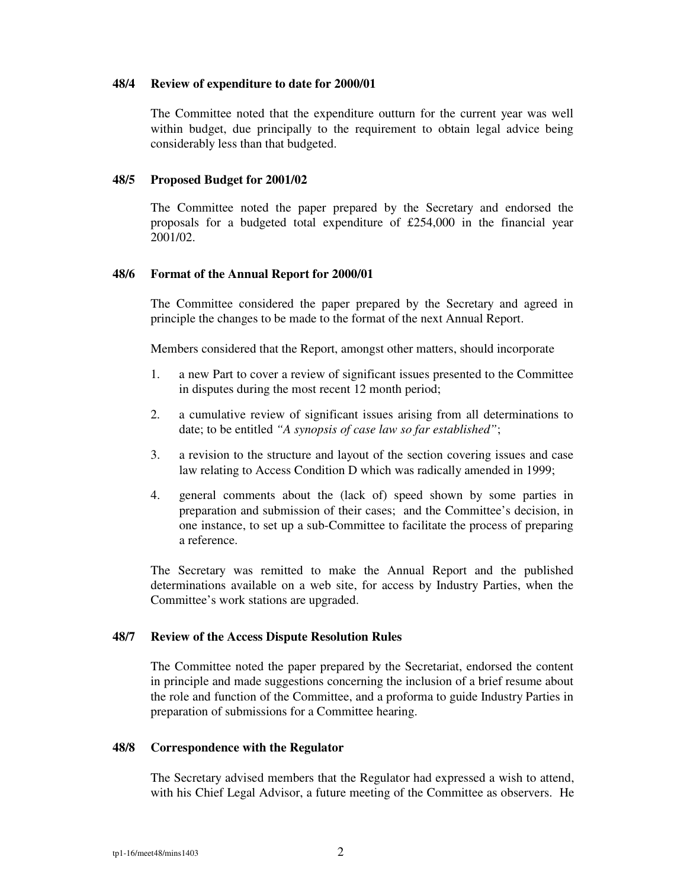**48/4 Review of expenditure to date for 2000/01**

The Committee noted that the expenditure outturn for the current year was well within budget, due principally to the requirement to obtain legal advice being considerably less than that budgeted.

**48/5 Proposed Budget for 2001/02**

The Committee noted the paper prepared by the Secretary and endorsed the proposals for a budgeted total expenditure of £254,000 in the financial year 2001/02.

**48/6 Format of the Annual Report for 2000/01**

The Committee considered the paper prepared by the Secretary and agreed in principle the changes to be made to the format of the next Annual Report.

Members considered that the Report, amongst other matters, should incorporate

1. a new Part to cover a review of significant issues presented to the Committee in disputes during the most recent 12 month period;
2. a cumulative review of significant issues arising from all determinations to date; to be entitled *"A synopsis of case law so far established"*;
3. a revision to the structure and layout of the section covering issues and case law relating to Access Condition D which was radically amended in 1999;
4. general comments about the (lack of) speed shown by some parties in preparation and submission of their cases; and the Committee's decision, in one instance, to set up a sub-Committee to facilitate the process of preparing a reference.

The Secretary was remitted to make the Annual Report and the published determinations available on a web site, for access by Industry Parties, when the Committee's work stations are upgraded.

**48/7 Review of the Access Dispute Resolution Rules**

The Committee noted the paper prepared by the Secretariat, endorsed the content in principle and made suggestions concerning the inclusion of a brief resume about the role and function of the Committee, and a proforma to guide Industry Parties in preparation of submissions for a Committee hearing.

**48/8 Correspondence with the Regulator**

The Secretary advised members that the Regulator had expressed a wish to attend, with his Chief Legal Advisor, a future meeting of the Committee as observers. He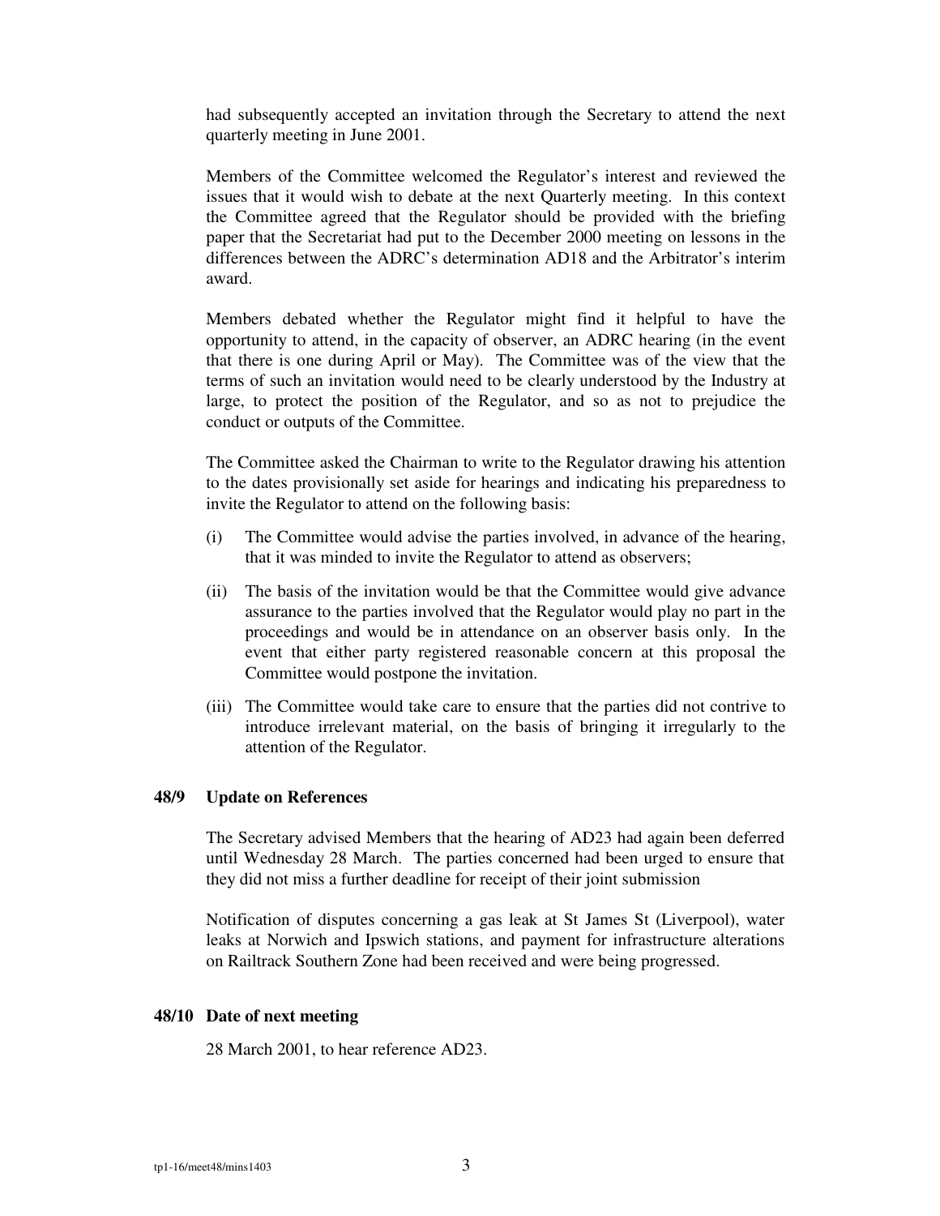had subsequently accepted an invitation through the Secretary to attend the next quarterly meeting in June 2001.

Members of the Committee welcomed the Regulator's interest and reviewed the issues that it would wish to debate at the next Quarterly meeting. In this context the Committee agreed that the Regulator should be provided with the briefing paper that the Secretariat had put to the December 2000 meeting on lessons in the differences between the ADRC's determination AD18 and the Arbitrator's interim award.

Members debated whether the Regulator might find it helpful to have the opportunity to attend, in the capacity of observer, an ADRC hearing (in the event that there is one during April or May). The Committee was of the view that the terms of such an invitation would need to be clearly understood by the Industry at large, to protect the position of the Regulator, and so as not to prejudice the conduct or outputs of the Committee.

The Committee asked the Chairman to write to the Regulator drawing his attention to the dates provisionally set aside for hearings and indicating his preparedness to invite the Regulator to attend on the following basis:

(i) The Committee would advise the parties involved, in advance of the hearing, that it was minded to invite the Regulator to attend as observers;

(ii) The basis of the invitation would be that the Committee would give advance assurance to the parties involved that the Regulator would play no part in the proceedings and would be in attendance on an observer basis only. In the event that either party registered reasonable concern at this proposal the Committee would postpone the invitation.

(iii) The Committee would take care to ensure that the parties did not contrive to introduce irrelevant material, on the basis of bringing it irregularly to the attention of the Regulator.

### 48/9 Update on References

The Secretary advised Members that the hearing of AD23 had again been deferred until Wednesday 28 March. The parties concerned had been urged to ensure that they did not miss a further deadline for receipt of their joint submission

Notification of disputes concerning a gas leak at St James St (Liverpool), water leaks at Norwich and Ipswich stations, and payment for infrastructure alterations on Railtrack Southern Zone had been received and were being progressed.

### 48/10 Date of next meeting

28 March 2001, to hear reference AD23.